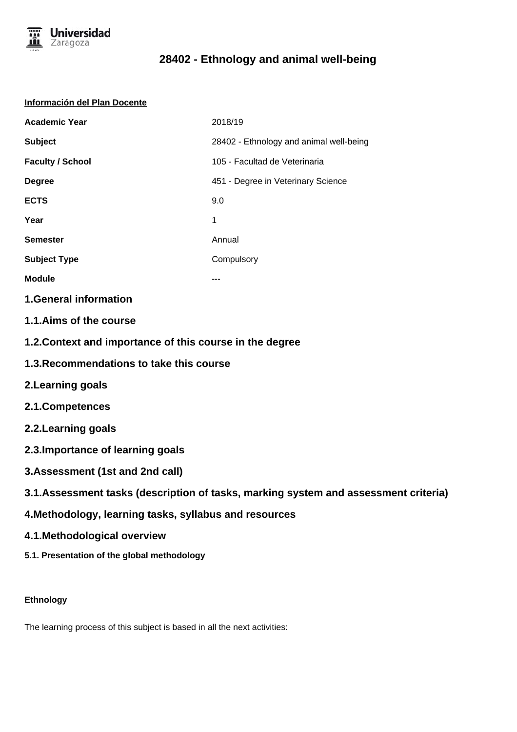# 28402 - Ethnology and animal well-being

**Información del Plan Docente**

| | |
|---|---|
| **Academic Year** | 2018/19 |
| **Subject** | 28402 - Ethnology and animal well-being |
| **Faculty / School** | 105 - Facultad de Veterinaria |
| **Degree** | 451 - Degree in Veterinary Science |
| **ECTS** | 9.0 |
| **Year** | 1 |
| **Semester** | Annual |
| **Subject Type** | Compulsory |
| **Module** | --- |

## 1.General information

## 1.1.Aims of the course

## 1.2.Context and importance of this course in the degree

## 1.3.Recommendations to take this course

## 2.Learning goals

## 2.1.Competences

## 2.2.Learning goals

## 2.3.Importance of learning goals

## 3.Assessment (1st and 2nd call)

## 3.1.Assessment tasks (description of tasks, marking system and assessment criteria)

## 4.Methodology, learning tasks, syllabus and resources

## 4.1.Methodological overview

#### 5.1. Presentation of the global methodology

**Ethnology**

The learning process of this subject is based in all the next activities: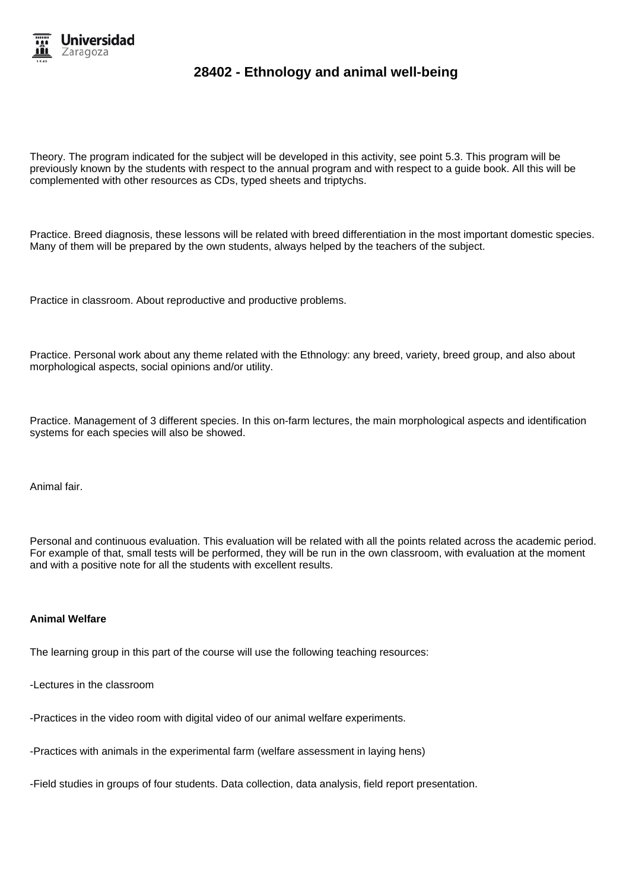Theory. The program indicated for the subject will be developed in this activity, see point 5.3. This program will be previously known by the students with respect to the annual program and with respect to a guide book. All this will be complemented with other resources as CDs, typed sheets and triptychs.

Practice. Breed diagnosis, these lessons will be related with breed differentiation in the most important domestic species. Many of them will be prepared by the own students, always helped by the teachers of the subject.

Practice in classroom. About reproductive and productive problems.

Practice. Personal work about any theme related with the Ethnology: any breed, variety, breed group, and also about morphological aspects, social opinions and/or utility.

Practice. Management of 3 different species. In this on-farm lectures, the main morphological aspects and identification systems for each species will also be showed.

Animal fair.

Personal and continuous evaluation. This evaluation will be related with all the points related across the academic period. For example of that, small tests will be performed, they will be run in the own classroom, with evaluation at the moment and with a positive note for all the students with excellent results.

**Animal Welfare**

The learning group in this part of the course will use the following teaching resources:

-Lectures in the classroom

-Practices in the video room with digital video of our animal welfare experiments.

-Practices with animals in the experimental farm (welfare assessment in laying hens)

-Field studies in groups of four students. Data collection, data analysis, field report presentation.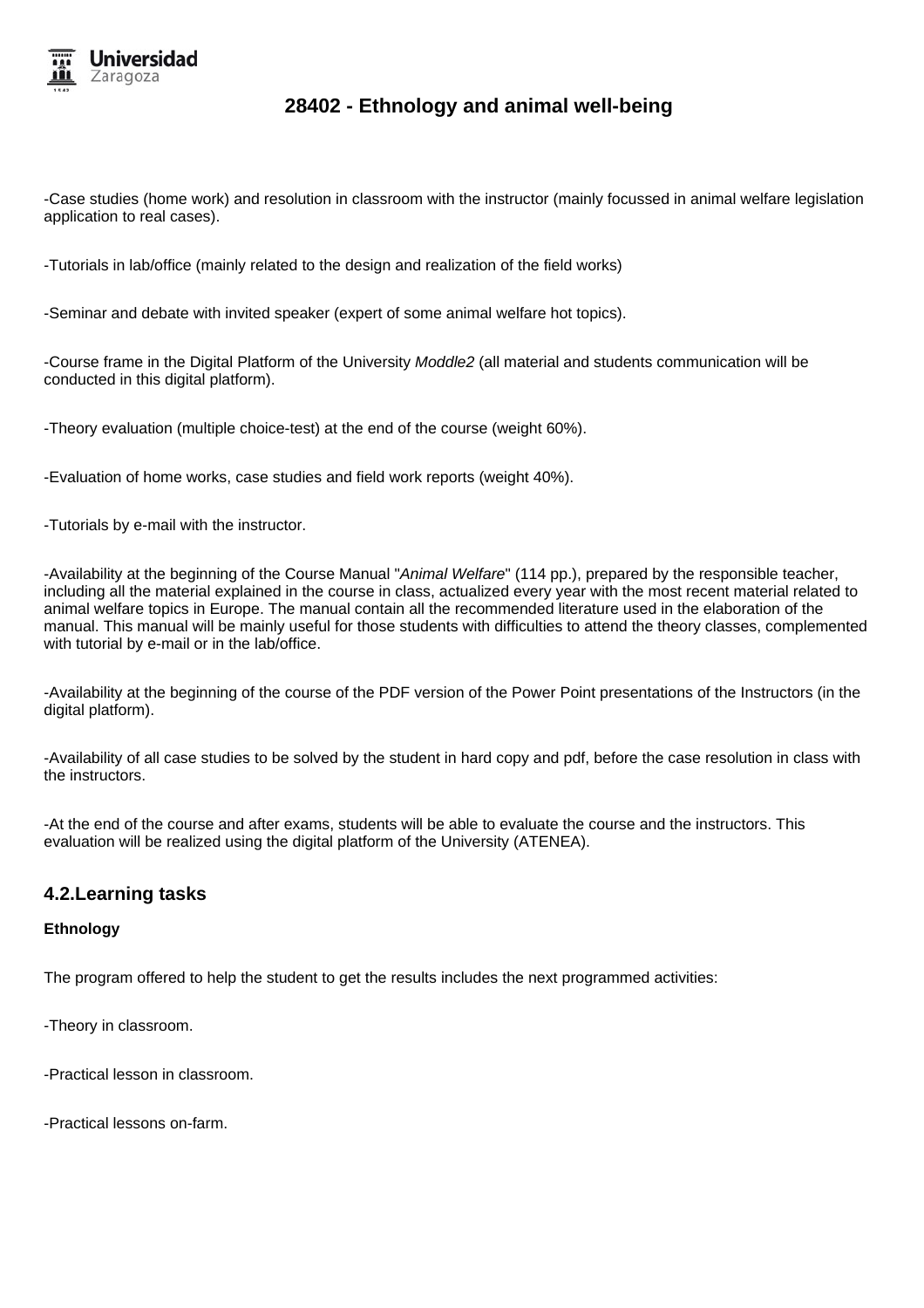-Case studies (home work) and resolution in classroom with the instructor (mainly focussed in animal welfare legislation application to real cases).

-Tutorials in lab/office (mainly related to the design and realization of the field works)

-Seminar and debate with invited speaker (expert of some animal welfare hot topics).

-Course frame in the Digital Platform of the University *Moddle2* (all material and students communication will be conducted in this digital platform).

-Theory evaluation (multiple choice-test) at the end of the course (weight 60%).

-Evaluation of home works, case studies and field work reports (weight 40%).

-Tutorials by e-mail with the instructor.

-Availability at the beginning of the Course Manual "*Animal Welfare*" (114 pp.), prepared by the responsible teacher, including all the material explained in the course in class, actualized every year with the most recent material related to animal welfare topics in Europe. The manual contain all the recommended literature used in the elaboration of the manual. This manual will be mainly useful for those students with difficulties to attend the theory classes, complemented with tutorial by e-mail or in the lab/office.

-Availability at the beginning of the course of the PDF version of the Power Point presentations of the Instructors (in the digital platform).

-Availability of all case studies to be solved by the student in hard copy and pdf, before the case resolution in class with the instructors.

-At the end of the course and after exams, students will be able to evaluate the course and the instructors. This evaluation will be realized using the digital platform of the University (ATENEA).

## 4.2.Learning tasks

**Ethnology**

The program offered to help the student to get the results includes the next programmed activities:

-Theory in classroom.

-Practical lesson in classroom.

-Practical lessons on-farm.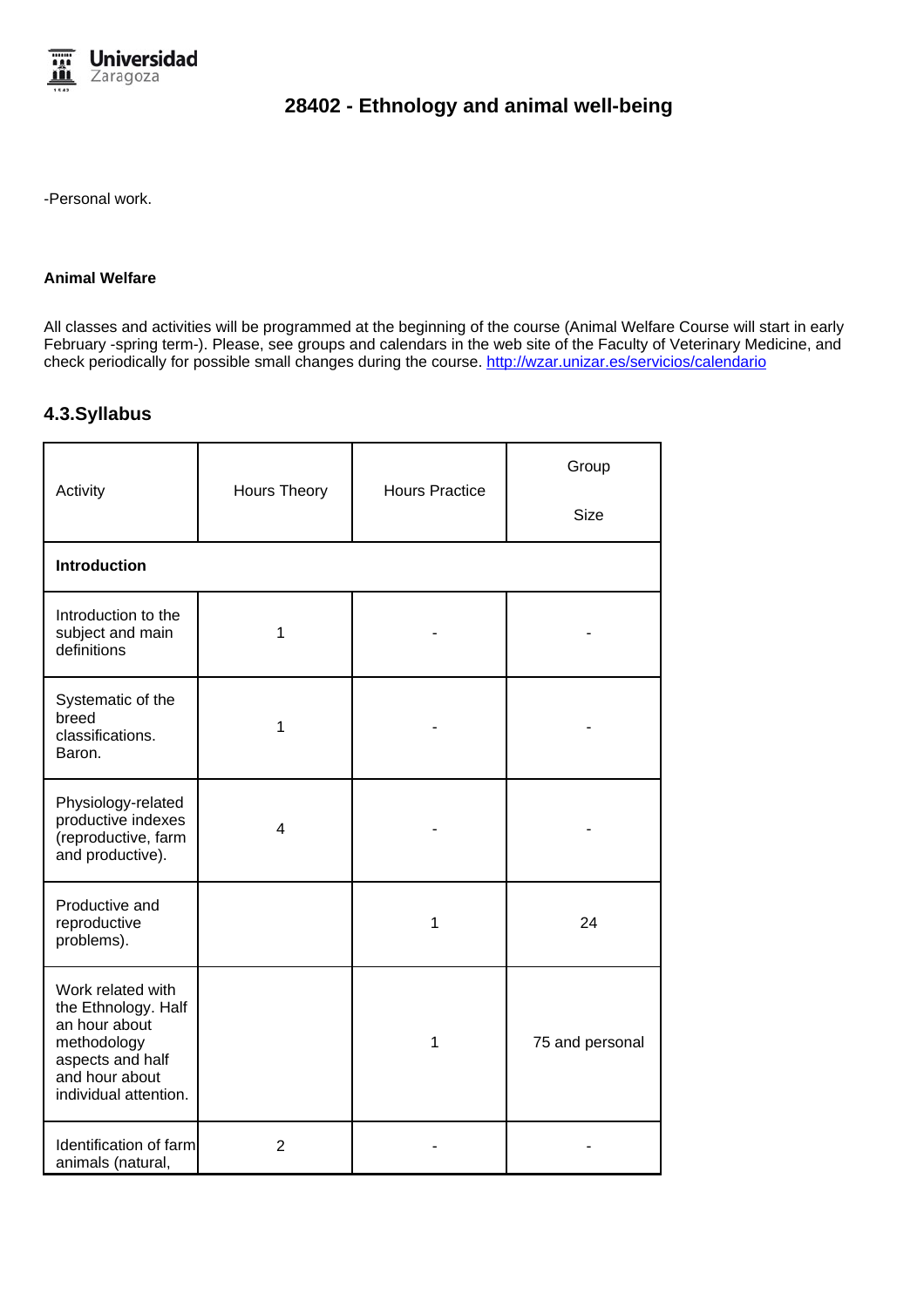-Personal work.

**Animal Welfare**

All classes and activities will be programmed at the beginning of the course (Animal Welfare Course will start in early February -spring term-). Please, see groups and calendars in the web site of the Faculty of Veterinary Medicine, and check periodically for possible small changes during the course. http://wzar.unizar.es/servicios/calendario

## 4.3.Syllabus

| Activity | Hours Theory | Hours Practice | Group Size |
| --- | --- | --- | --- |
| **Introduction** | | | |
| Introduction to the subject and main definitions | 1 | - | - |
| Systematic of the breed classifications. Baron. | 1 | - | - |
| Physiology-related productive indexes (reproductive, farm and productive). | 4 | - | - |
| Productive and reproductive problems). | | 1 | 24 |
| Work related with the Ethnology. Half an hour about methodology aspects and half and hour about individual attention. | | 1 | 75 and personal |
| Identification of farm animals (natural, | 2 | - | - |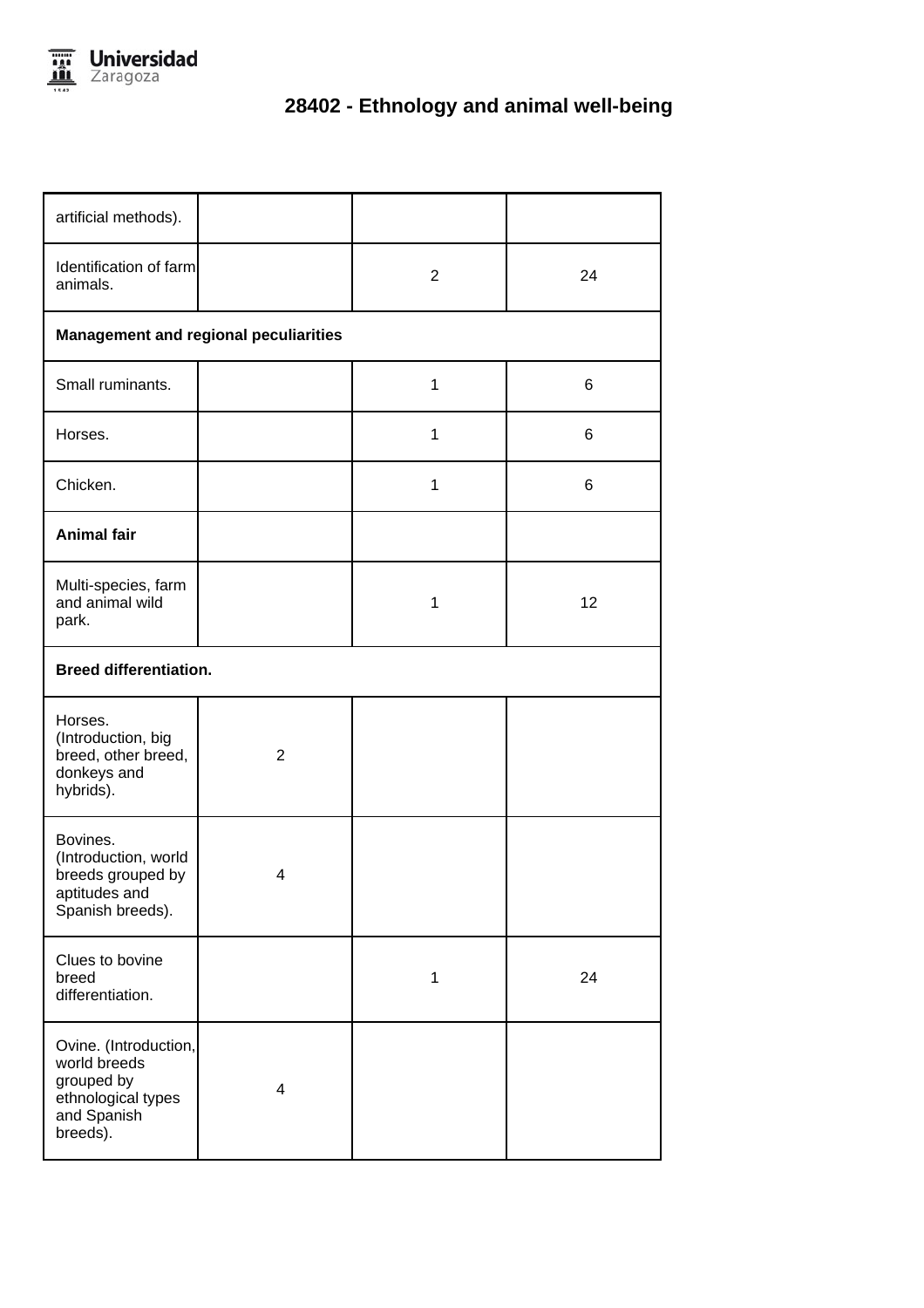# 28402 - Ethnology and animal well-being

| | | | |
|---|---|---|---|
| artificial methods). | | | |
| Identification of farm animals. | | 2 | 24 |
| **Management and regional peculiarities** | | | |
| Small ruminants. | | 1 | 6 |
| Horses. | | 1 | 6 |
| Chicken. | | 1 | 6 |
| **Animal fair** | | | |
| Multi-species, farm and animal wild park. | | 1 | 12 |
| **Breed differentiation.** | | | |
| Horses. (Introduction, big breed, other breed, donkeys and hybrids). | 2 | | |
| Bovines. (Introduction, world breeds grouped by aptitudes and Spanish breeds). | 4 | | |
| Clues to bovine breed differentiation. | | 1 | 24 |
| Ovine. (Introduction, world breeds grouped by ethnological types and Spanish breeds). | 4 | | |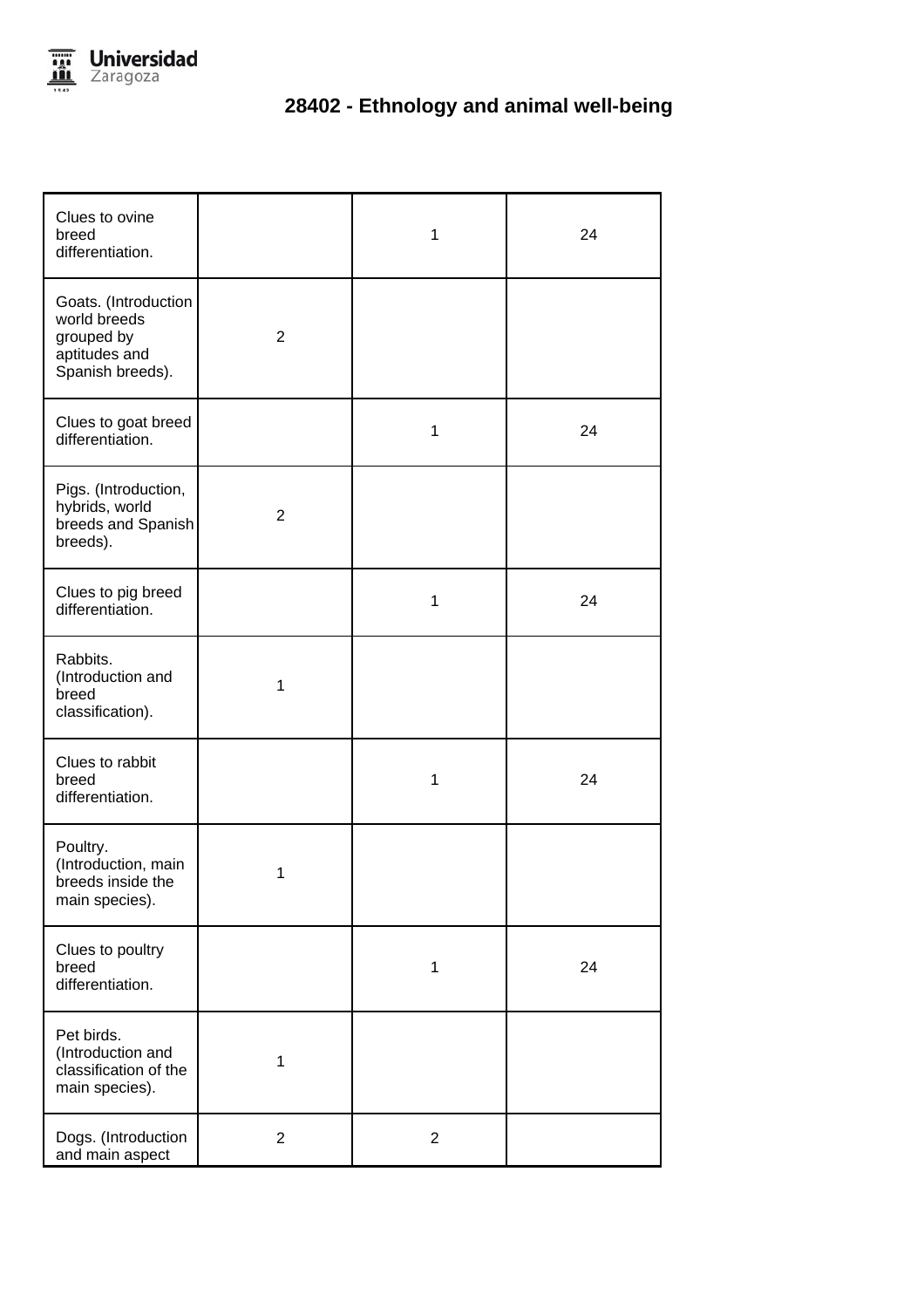| | | | |
|---|---|---|---|
| Clues to ovine breed differentiation. | | 1 | 24 |
| Goats. (Introduction world breeds grouped by aptitudes and Spanish breeds). | 2 | | |
| Clues to goat breed differentiation. | | 1 | 24 |
| Pigs. (Introduction, hybrids, world breeds and Spanish breeds). | 2 | | |
| Clues to pig breed differentiation. | | 1 | 24 |
| Rabbits. (Introduction and breed classification). | 1 | | |
| Clues to rabbit breed differentiation. | | 1 | 24 |
| Poultry. (Introduction, main breeds inside the main species). | 1 | | |
| Clues to poultry breed differentiation. | | 1 | 24 |
| Pet birds. (Introduction and classification of the main species). | 1 | | |
| Dogs. (Introduction and main aspect | 2 | 2 | |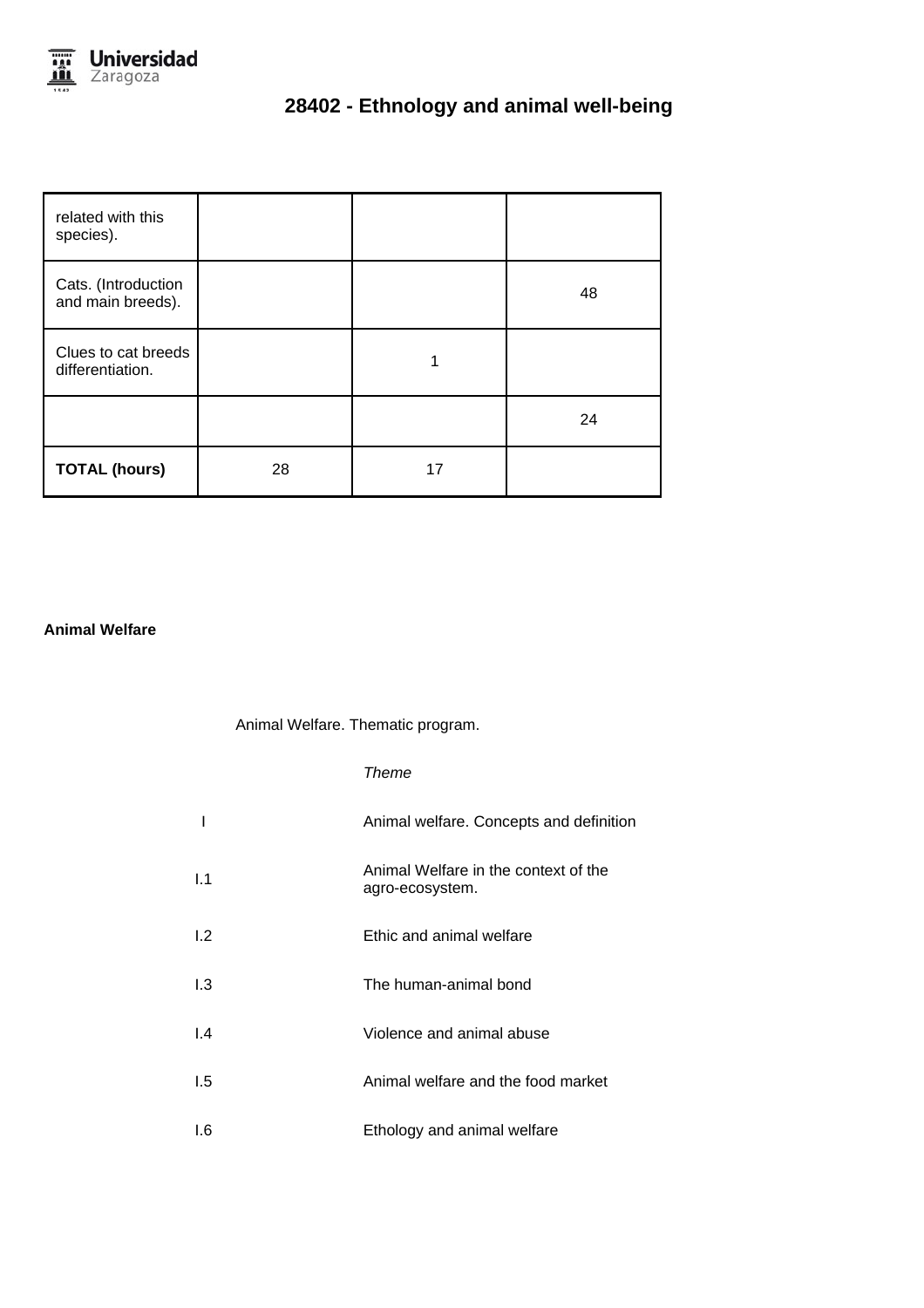# 28402 - Ethnology and animal well-being

| | | | |
|---|---|---|---|
| related with this species). | | | |
| Cats. (Introduction and main breeds). | | | 48 |
| Clues to cat breeds differentiation. | | 1 | |
| | | | 24 |
| **TOTAL (hours)** | 28 | 17 | |

**Animal Welfare**

Animal Welfare. Thematic program.

| | *Theme* |
|---|---|
| I | Animal welfare. Concepts and definition |
| I.1 | Animal Welfare in the context of the agro-ecosystem. |
| I.2 | Ethic and animal welfare |
| I.3 | The human-animal bond |
| I.4 | Violence and animal abuse |
| I.5 | Animal welfare and the food market |
| I.6 | Ethology and animal welfare |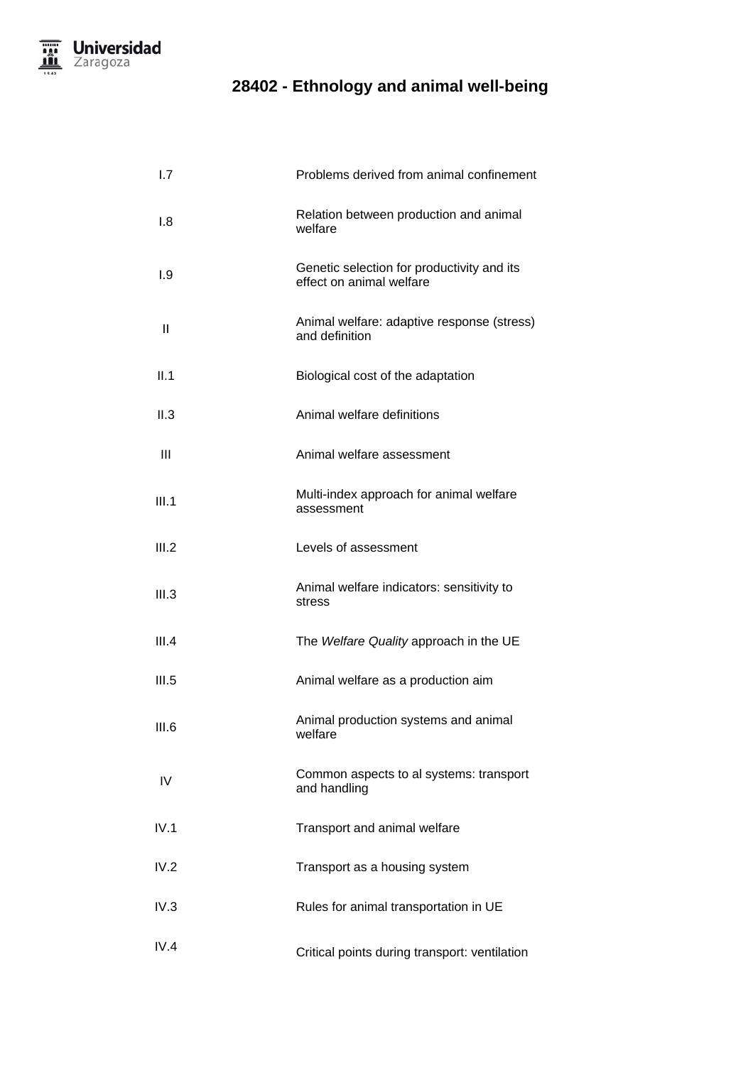# 28402 - Ethnology and animal well-being

| | |
|---|---|
| I.7 | Problems derived from animal confinement |
| I.8 | Relation between production and animal welfare |
| I.9 | Genetic selection for productivity and its effect on animal welfare |
| II | Animal welfare: adaptive response (stress) and definition |
| II.1 | Biological cost of the adaptation |
| II.3 | Animal welfare definitions |
| III | Animal welfare assessment |
| III.1 | Multi-index approach for animal welfare assessment |
| III.2 | Levels of assessment |
| III.3 | Animal welfare indicators: sensitivity to stress |
| III.4 | The *Welfare Quality* approach in the UE |
| III.5 | Animal welfare as a production aim |
| III.6 | Animal production systems and animal welfare |
| IV | Common aspects to al systems: transport and handling |
| IV.1 | Transport and animal welfare |
| IV.2 | Transport as a housing system |
| IV.3 | Rules for animal transportation in UE |
| IV.4 | Critical points during transport: ventilation |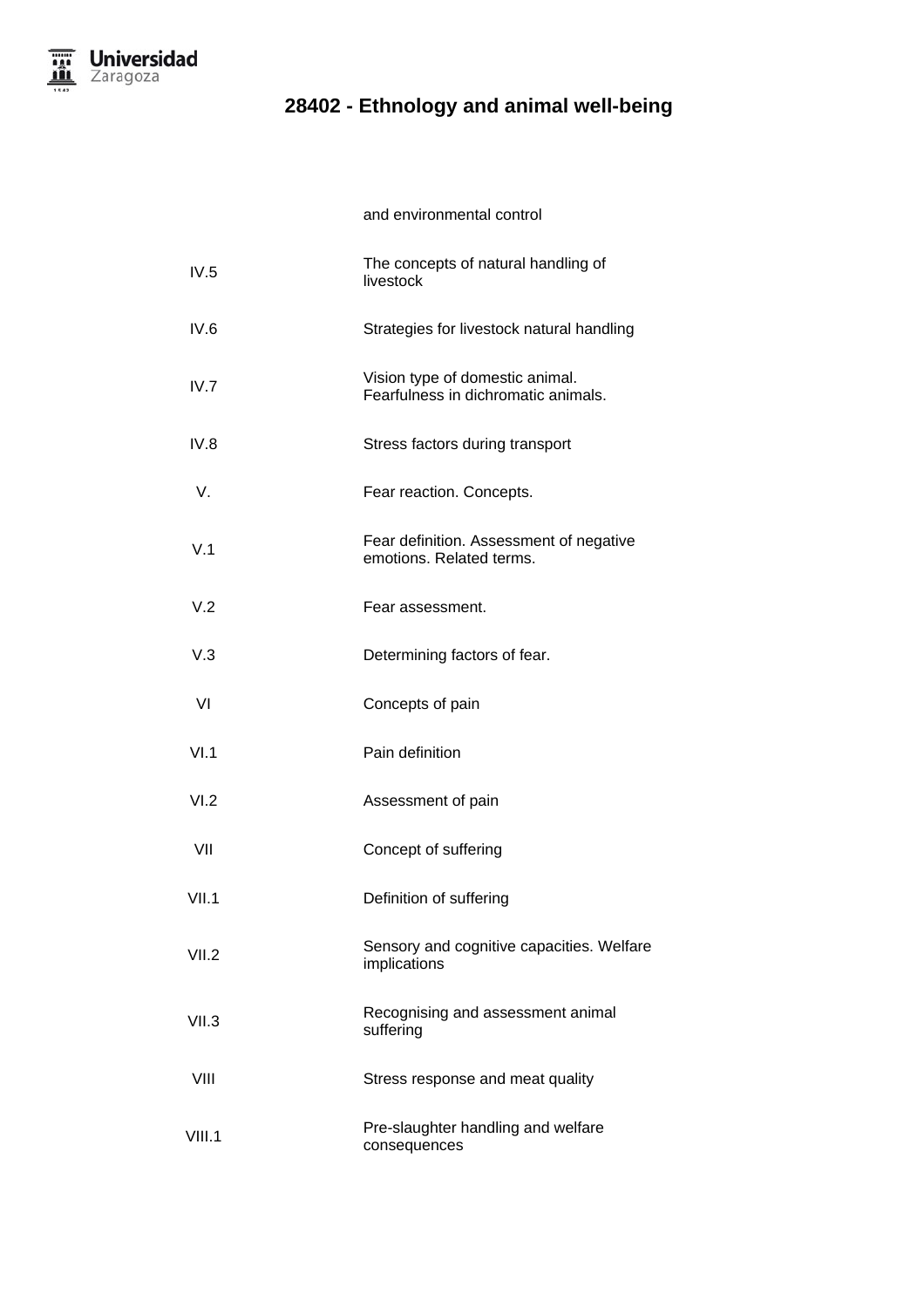| | |
|---|---|
| | and environmental control |
| IV.5 | The concepts of natural handling of livestock |
| IV.6 | Strategies for livestock natural handling |
| IV.7 | Vision type of domestic animal. Fearfulness in dichromatic animals. |
| IV.8 | Stress factors during transport |
| V. | Fear reaction. Concepts. |
| V.1 | Fear definition. Assessment of negative emotions. Related terms. |
| V.2 | Fear assessment. |
| V.3 | Determining factors of fear. |
| VI | Concepts of pain |
| VI.1 | Pain definition |
| VI.2 | Assessment of pain |
| VII | Concept of suffering |
| VII.1 | Definition of suffering |
| VII.2 | Sensory and cognitive capacities. Welfare implications |
| VII.3 | Recognising and assessment animal suffering |
| VIII | Stress response and meat quality |
| VIII.1 | Pre-slaughter handling and welfare consequences |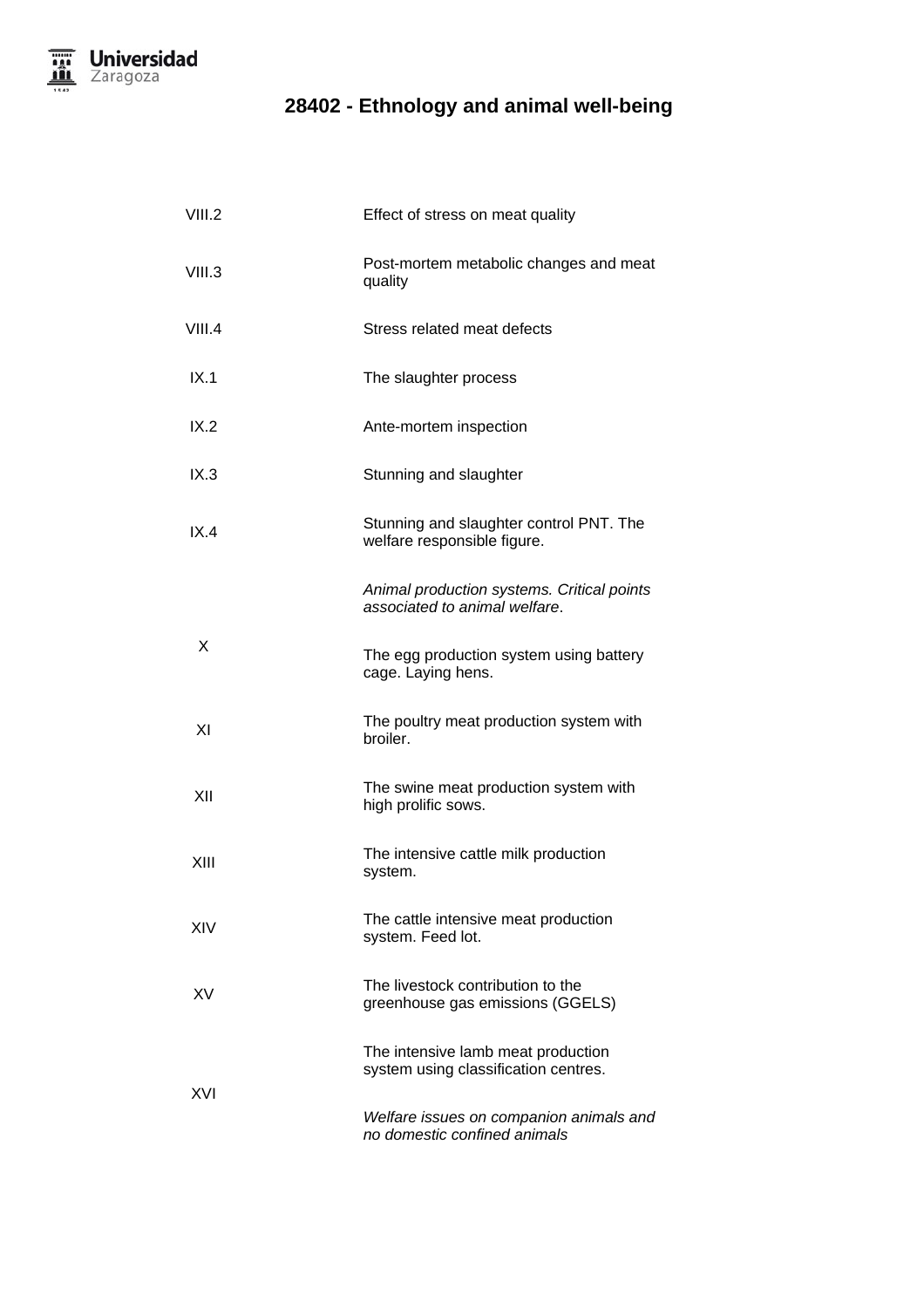| | |
|---|---|
| VIII.2 | Effect of stress on meat quality |
| VIII.3 | Post-mortem metabolic changes and meat quality |
| VIII.4 | Stress related meat defects |
| IX.1 | The slaughter process |
| IX.2 | Ante-mortem inspection |
| IX.3 | Stunning and slaughter |
| IX.4 | Stunning and slaughter control PNT. The welfare responsible figure. |
| X | *Animal production systems. Critical points associated to animal welfare*. The egg production system using battery cage. Laying hens. |
| XI | The poultry meat production system with broiler. |
| XII | The swine meat production system with high prolific sows. |
| XIII | The intensive cattle milk production system. |
| XIV | The cattle intensive meat production system. Feed lot. |
| XV | The livestock contribution to the greenhouse gas emissions (GGELS) |
| XVI | The intensive lamb meat production system using classification centres. *Welfare issues on companion animals and no domestic confined animals* |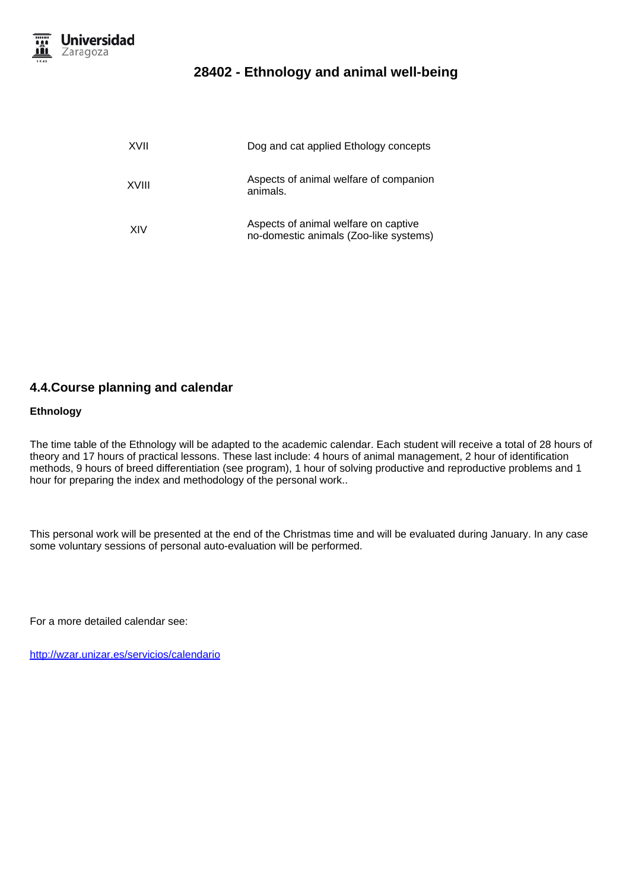| | |
|---|---|
| XVII | Dog and cat applied Ethology concepts |
| XVIII | Aspects of animal welfare of companion animals. |
| XIV | Aspects of animal welfare on captive no-domestic animals (Zoo-like systems) |

## 4.4.Course planning and calendar

**Ethnology**

The time table of the Ethnology will be adapted to the academic calendar. Each student will receive a total of 28 hours of theory and 17 hours of practical lessons. These last include: 4 hours of animal management, 2 hour of identification methods, 9 hours of breed differentiation (see program), 1 hour of solving productive and reproductive problems and 1 hour for preparing the index and methodology of the personal work..

This personal work will be presented at the end of the Christmas time and will be evaluated during January. In any case some voluntary sessions of personal auto-evaluation will be performed.

For a more detailed calendar see:

http://wzar.unizar.es/servicios/calendario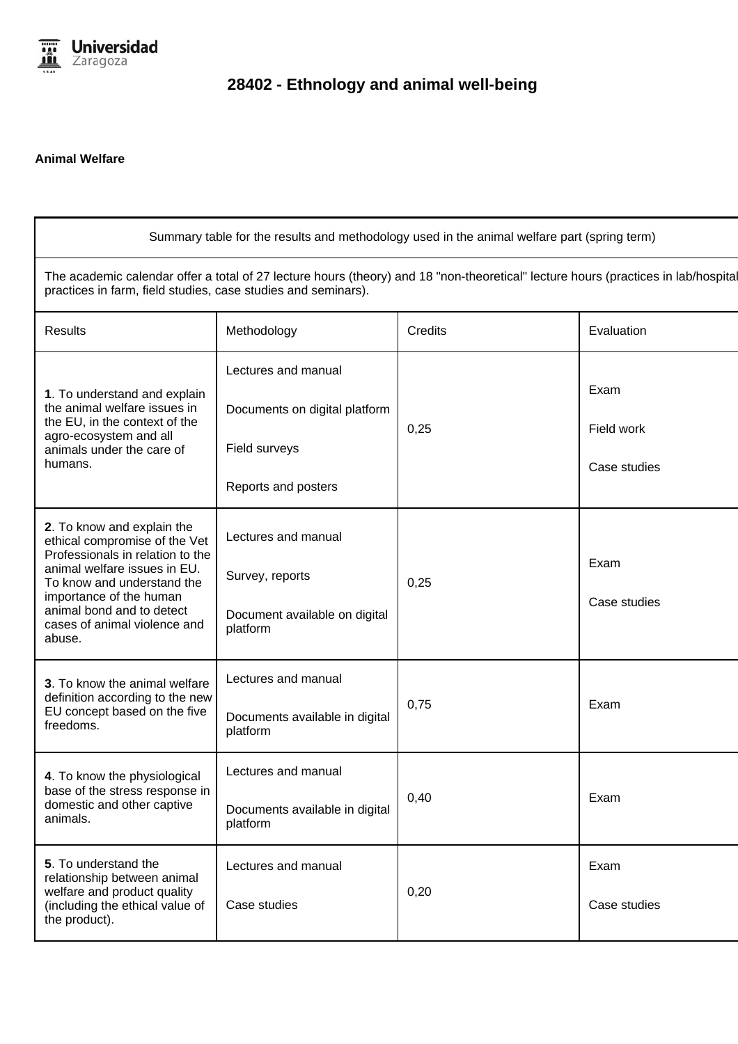# 28402 - Ethnology and animal well-being

**Animal Welfare**

| Summary table for the results and methodology used in the animal welfare part (spring term) | | | |
|---|---|---|---|
| The academic calendar offer a total of 27 lecture hours (theory) and 18 "non-theoretical" lecture hours (practices in lab/hospital practices in farm, field studies, case studies and seminars). | | | |
| Results | Methodology | Credits | Evaluation |
| **1**. To understand and explain the animal welfare issues in the EU, in the context of the agro-ecosystem and all animals under the care of humans. | Lectures and manual<br>Documents on digital platform<br>Field surveys<br>Reports and posters | 0,25 | Exam<br>Field work<br>Case studies |
| **2**. To know and explain the ethical compromise of the Vet Professionals in relation to the animal welfare issues in EU. To know and understand the importance of the human animal bond and to detect cases of animal violence and abuse. | Lectures and manual<br>Survey, reports<br>Document available on digital platform | 0,25 | Exam<br>Case studies |
| **3**. To know the animal welfare definition according to the new EU concept based on the five freedoms. | Lectures and manual<br>Documents available in digital platform | 0,75 | Exam |
| **4**. To know the physiological base of the stress response in domestic and other captive animals. | Lectures and manual<br>Documents available in digital platform | 0,40 | Exam |
| **5**. To understand the relationship between animal welfare and product quality (including the ethical value of the product). | Lectures and manual<br>Case studies | 0,20 | Exam<br>Case studies |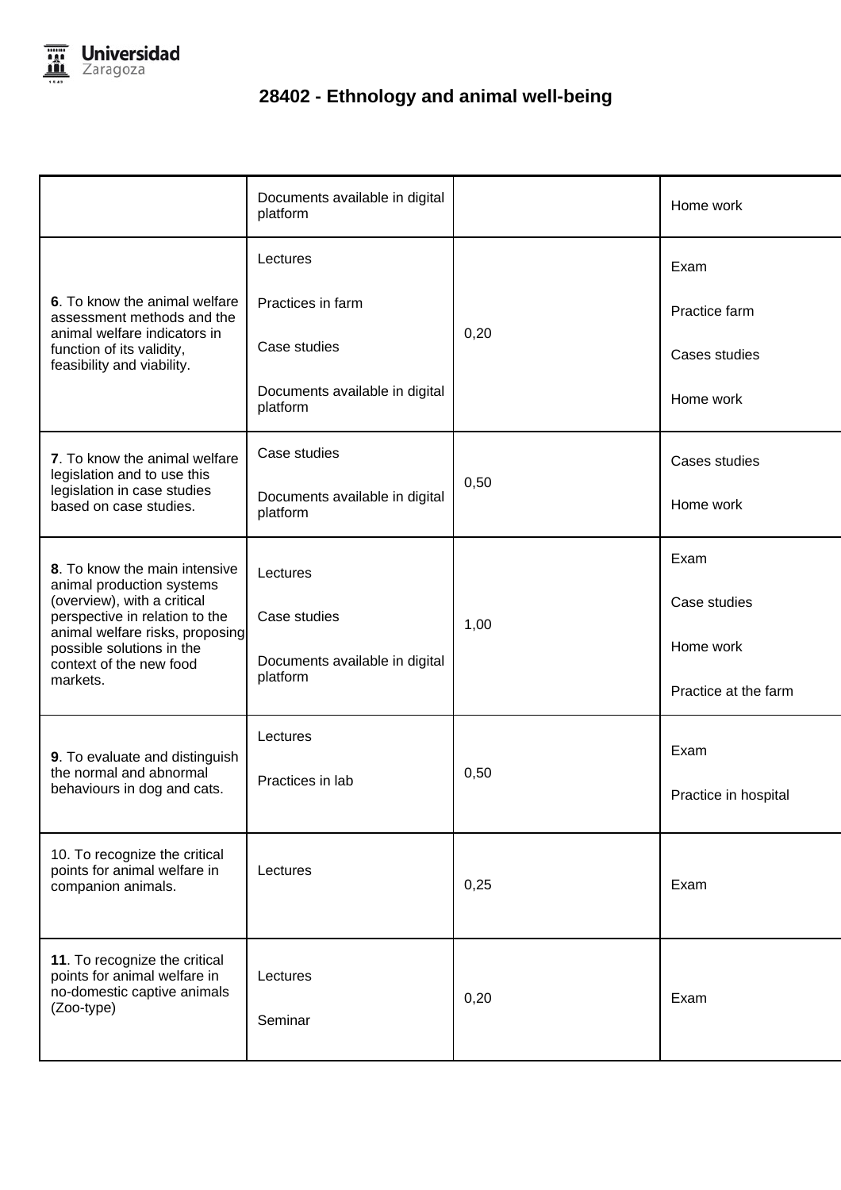# 28402 - Ethnology and animal well-being

| | | | |
|---|---|---|---|
| | Documents available in digital platform | | Home work |
| **6**. To know the animal welfare assessment methods and the animal welfare indicators in function of its validity, feasibility and viability. | Lectures<br><br>Practices in farm<br><br>Case studies<br><br>Documents available in digital platform | 0,20 | Exam<br><br>Practice farm<br><br>Cases studies<br><br>Home work |
| **7**. To know the animal welfare legislation and to use this legislation in case studies based on case studies. | Case studies<br><br>Documents available in digital platform | 0,50 | Cases studies<br><br>Home work |
| **8**. To know the main intensive animal production systems (overview), with a critical perspective in relation to the animal welfare risks, proposing possible solutions in the context of the new food markets. | Lectures<br><br>Case studies<br><br>Documents available in digital platform | 1,00 | Exam<br><br>Case studies<br><br>Home work<br><br>Practice at the farm |
| **9**. To evaluate and distinguish the normal and abnormal behaviours in dog and cats. | Lectures<br><br>Practices in lab | 0,50 | Exam<br><br>Practice in hospital |
| 10. To recognize the critical points for animal welfare in companion animals. | Lectures | 0,25 | Exam |
| **11**. To recognize the critical points for animal welfare in no-domestic captive animals (Zoo-type) | Lectures<br><br>Seminar | 0,20 | Exam |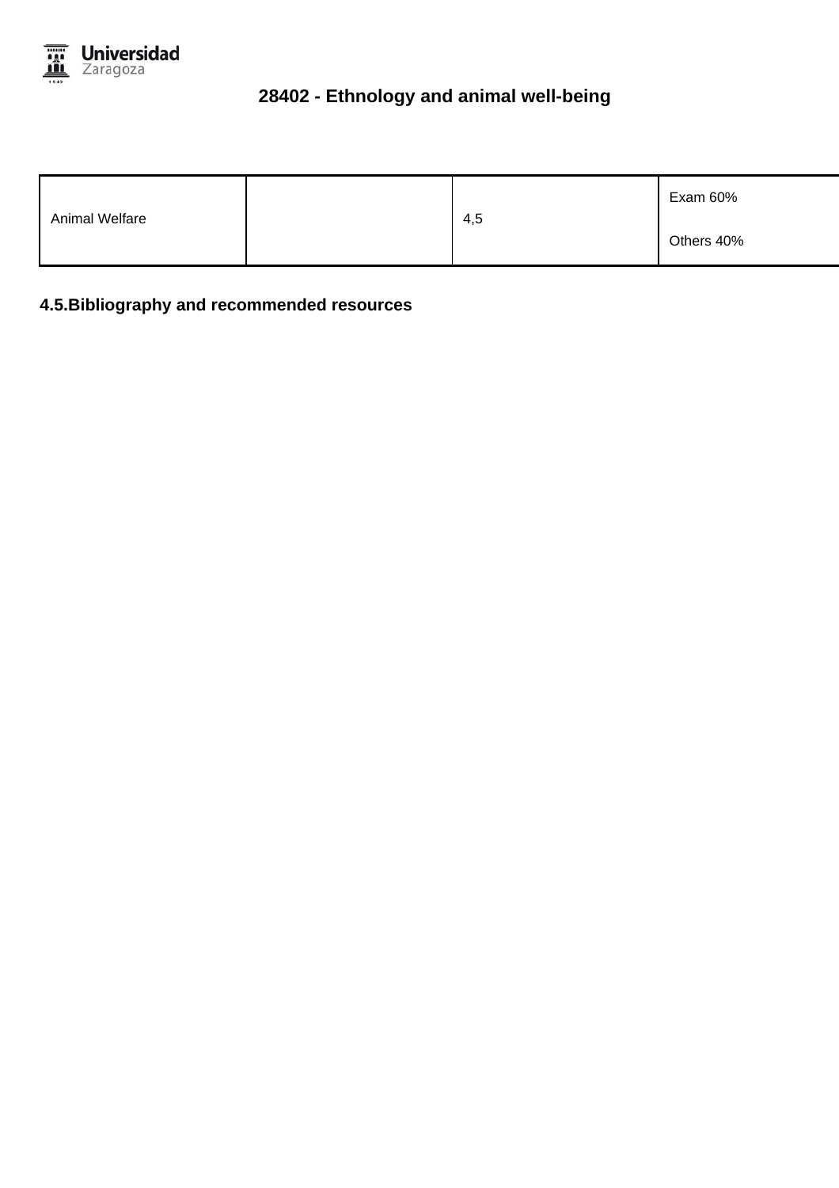| | | | |
|---|---|---|---|
| Animal Welfare | | 4,5 | Exam 60%<br><br>Others 40% |

### 4.5.Bibliography and recommended resources